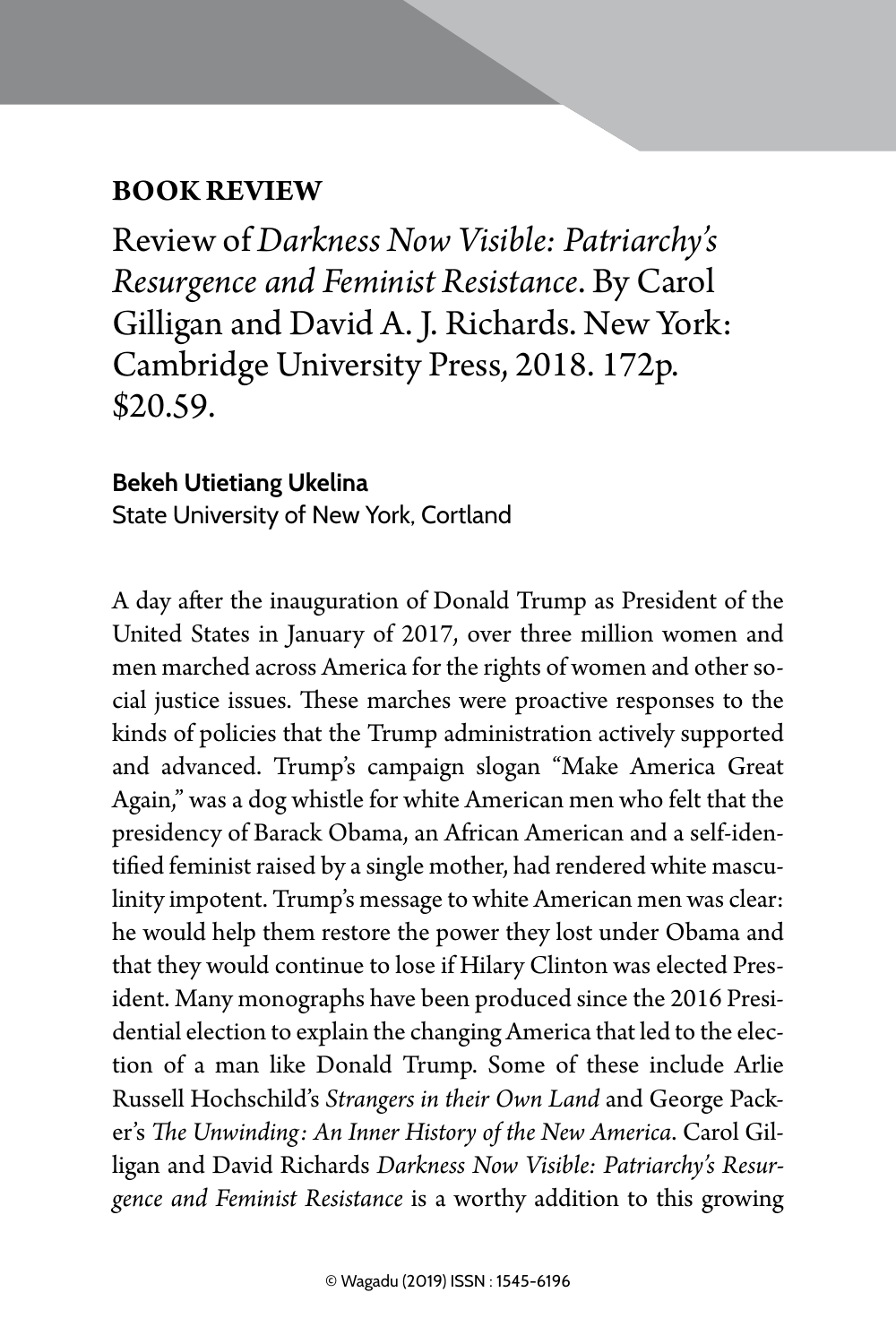## BOOK REVIEW

# Review of *Darkness Now Visible: Patriarchy's Resurgence and Feminist Resistance*. By Carol Gilligan and David A. J. Richards. New York: Cambridge University Press, 2018. 172p. $20.59.

**Bekeh Utietiang Ukelina**
State University of New York, Cortland

A day after the inauguration of Donald Trump as President of the United States in January of 2017, over three million women and men marched across America for the rights of women and other social justice issues. These marches were proactive responses to the kinds of policies that the Trump administration actively supported and advanced. Trump's campaign slogan "Make America Great Again," was a dog whistle for white American men who felt that the presidency of Barack Obama, an African American and a self-identified feminist raised by a single mother, had rendered white masculinity impotent. Trump's message to white American men was clear: he would help them restore the power they lost under Obama and that they would continue to lose if Hilary Clinton was elected President. Many monographs have been produced since the 2016 Presidential election to explain the changing America that led to the election of a man like Donald Trump. Some of these include Arlie Russell Hochschild's *Strangers in their Own Land* and George Packer's *The Unwinding: An Inner History of the New America*. Carol Gilligan and David Richards *Darkness Now Visible: Patriarchy's Resurgence and Feminist Resistance* is a worthy addition to this growing

© Wagadu (2019) ISSN : 1545-6196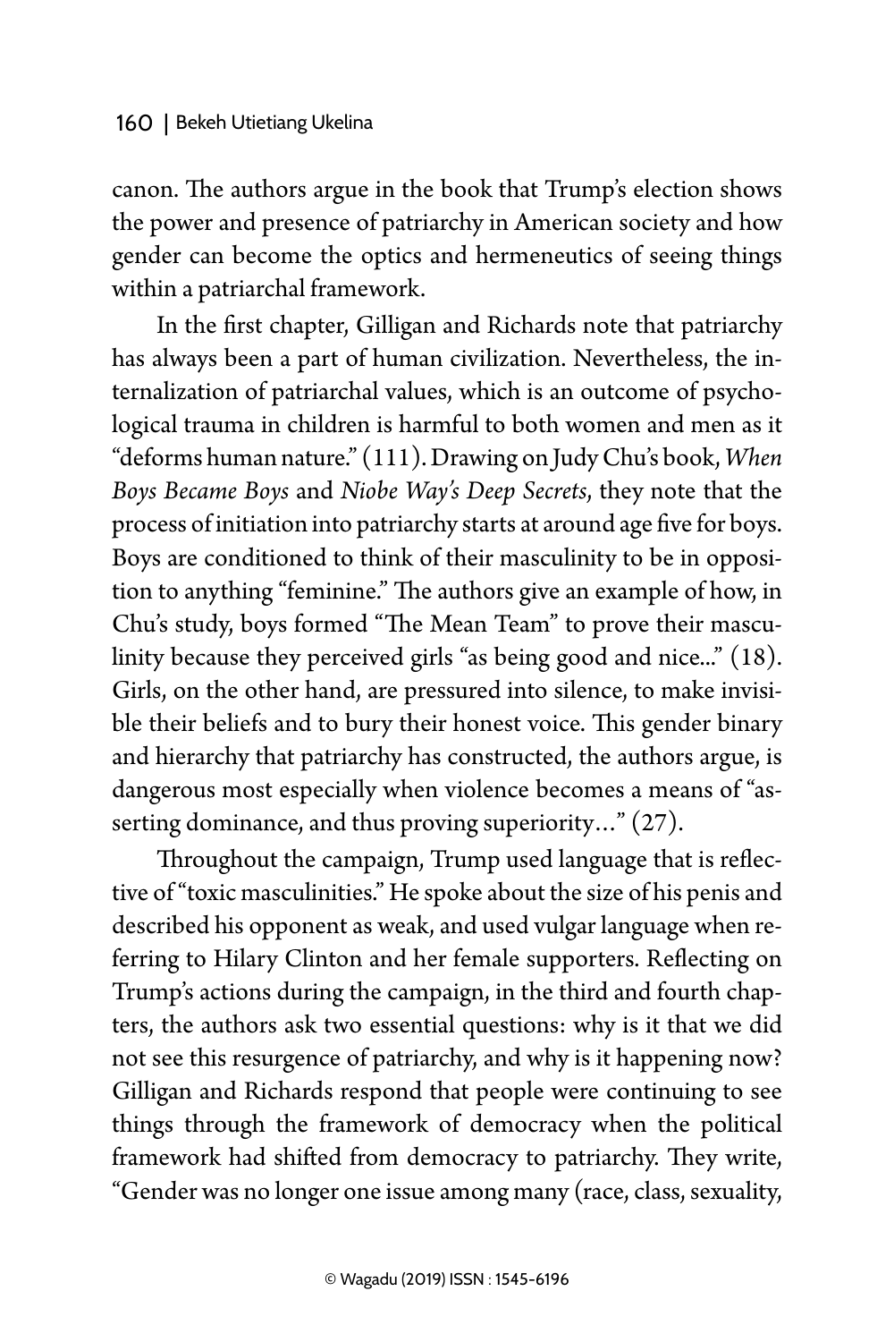canon. The authors argue in the book that Trump's election shows the power and presence of patriarchy in American society and how gender can become the optics and hermeneutics of seeing things within a patriarchal framework.

In the first chapter, Gilligan and Richards note that patriarchy has always been a part of human civilization. Nevertheless, the internalization of patriarchal values, which is an outcome of psychological trauma in children is harmful to both women and men as it "deforms human nature." (111). Drawing on Judy Chu's book, *When Boys Became Boys* and *Niobe Way's Deep Secrets*, they note that the process of initiation into patriarchy starts at around age five for boys. Boys are conditioned to think of their masculinity to be in opposition to anything "feminine." The authors give an example of how, in Chu's study, boys formed "The Mean Team" to prove their masculinity because they perceived girls "as being good and nice..." (18). Girls, on the other hand, are pressured into silence, to make invisible their beliefs and to bury their honest voice. This gender binary and hierarchy that patriarchy has constructed, the authors argue, is dangerous most especially when violence becomes a means of "asserting dominance, and thus proving superiority…" (27).

Throughout the campaign, Trump used language that is reflective of "toxic masculinities." He spoke about the size of his penis and described his opponent as weak, and used vulgar language when referring to Hilary Clinton and her female supporters. Reflecting on Trump's actions during the campaign, in the third and fourth chapters, the authors ask two essential questions: why is it that we did not see this resurgence of patriarchy, and why is it happening now? Gilligan and Richards respond that people were continuing to see things through the framework of democracy when the political framework had shifted from democracy to patriarchy. They write, "Gender was no longer one issue among many (race, class, sexuality,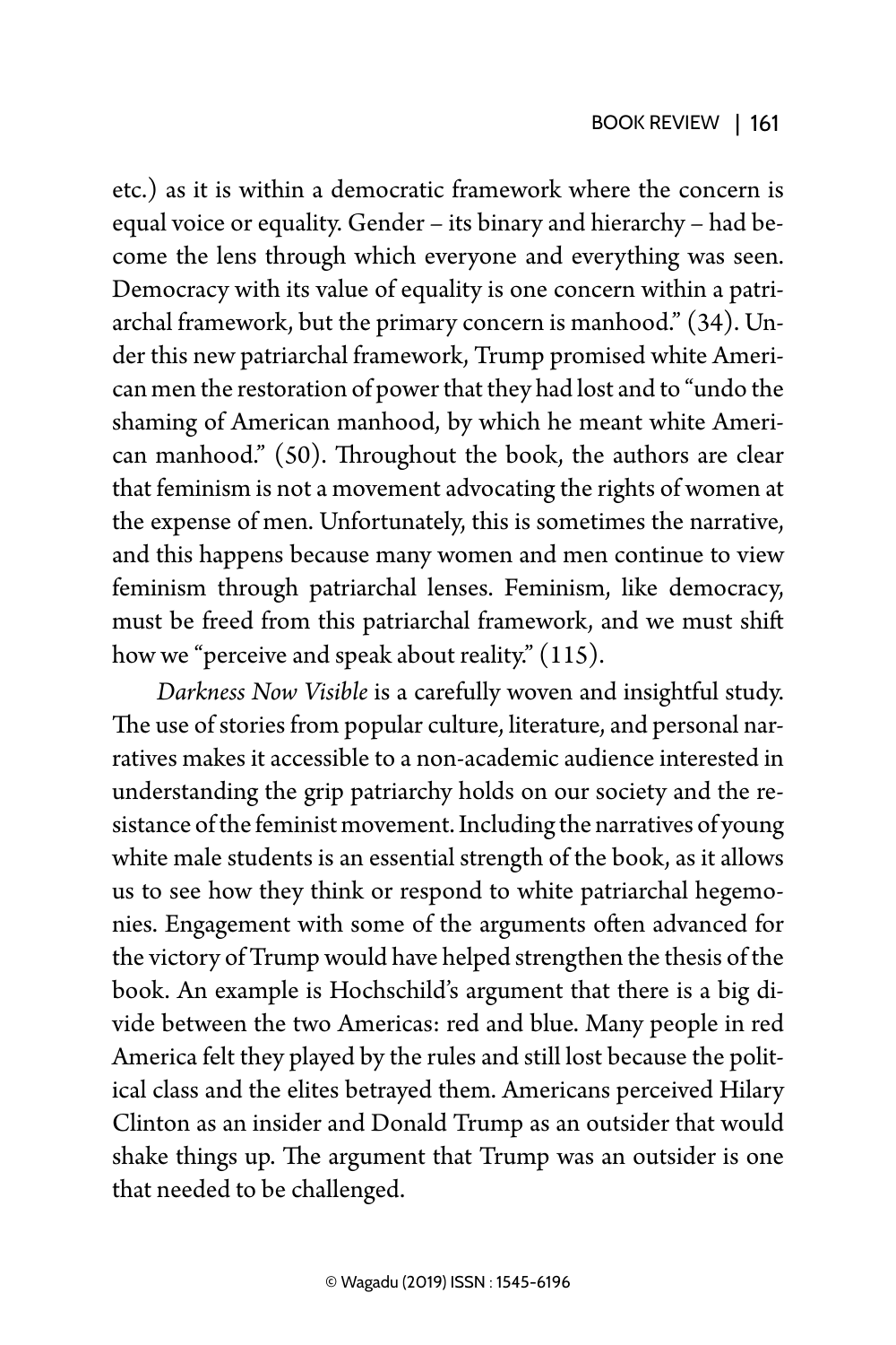etc.) as it is within a democratic framework where the concern is equal voice or equality. Gender – its binary and hierarchy – had become the lens through which everyone and everything was seen. Democracy with its value of equality is one concern within a patriarchal framework, but the primary concern is manhood." (34). Under this new patriarchal framework, Trump promised white American men the restoration of power that they had lost and to "undo the shaming of American manhood, by which he meant white American manhood." (50). Throughout the book, the authors are clear that feminism is not a movement advocating the rights of women at the expense of men. Unfortunately, this is sometimes the narrative, and this happens because many women and men continue to view feminism through patriarchal lenses. Feminism, like democracy, must be freed from this patriarchal framework, and we must shift how we "perceive and speak about reality." (115).

*Darkness Now Visible* is a carefully woven and insightful study. The use of stories from popular culture, literature, and personal narratives makes it accessible to a non-academic audience interested in understanding the grip patriarchy holds on our society and the resistance of the feminist movement. Including the narratives of young white male students is an essential strength of the book, as it allows us to see how they think or respond to white patriarchal hegemonies. Engagement with some of the arguments often advanced for the victory of Trump would have helped strengthen the thesis of the book. An example is Hochschild's argument that there is a big divide between the two Americas: red and blue. Many people in red America felt they played by the rules and still lost because the political class and the elites betrayed them. Americans perceived Hilary Clinton as an insider and Donald Trump as an outsider that would shake things up. The argument that Trump was an outsider is one that needed to be challenged.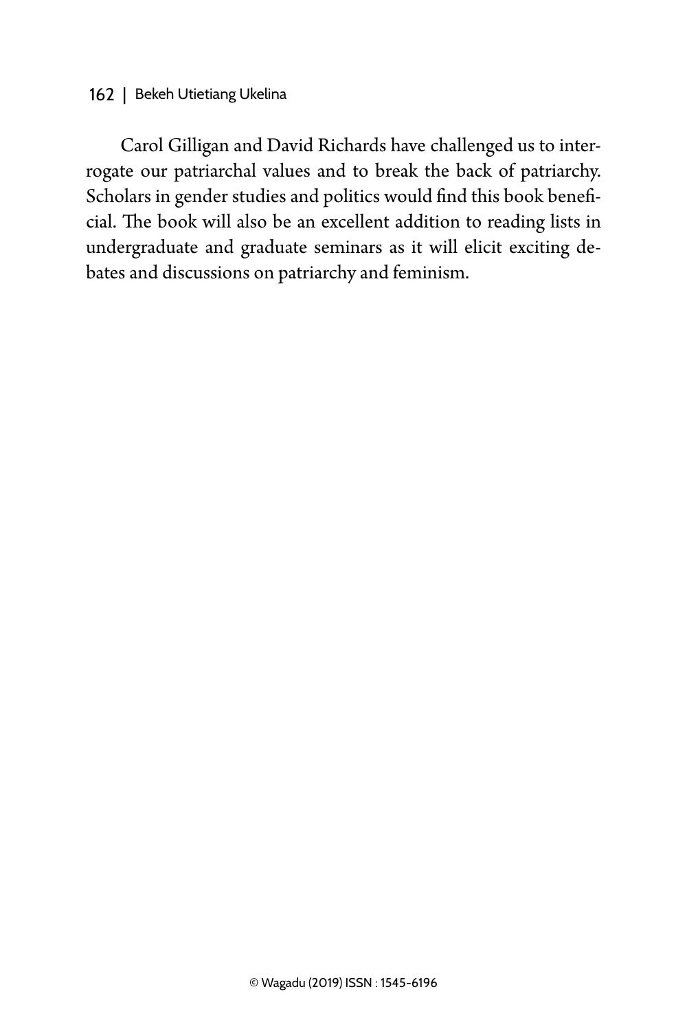Carol Gilligan and David Richards have challenged us to interrogate our patriarchal values and to break the back of patriarchy. Scholars in gender studies and politics would find this book beneficial. The book will also be an excellent addition to reading lists in undergraduate and graduate seminars as it will elicit exciting debates and discussions on patriarchy and feminism.